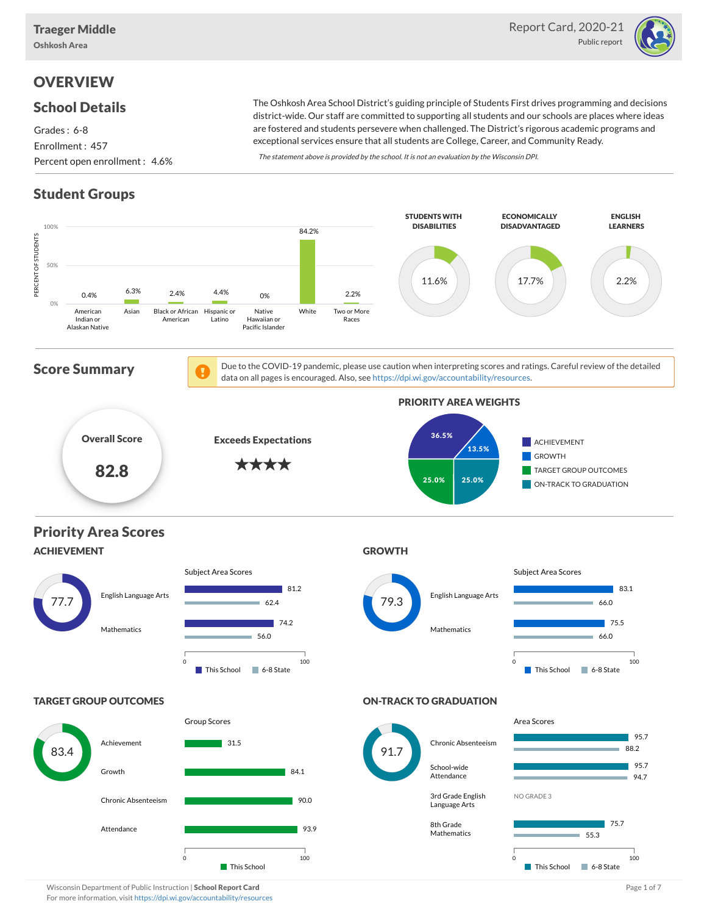# Traeger Middle

Oshkosh Area

Report Card, 2020-21

Public report

## OVERVIEW

### School Details

Grades : 6-8

Enrollment : 457

Percent open enrollment : 4.6%

The Oshkosh Area School District's guiding principle of Students First drives programming and decisions district-wide. Our staff are committed to supporting all students and our schools are places where ideas are fostered and students persevere when challenged. The District's rigorous academic programs and exceptional services ensure that all students are College, Career, and Community Ready.

*The statement above is provided by the school. It is not an evaluation by the Wisconsin DPI.*

### Student Groups

| Group | Percent of Students |
| --- | --- |
| American Indian or Alaskan Native | 0.4% |
| Asian | 6.3% |
| Black or African American | 2.4% |
| Hispanic or Latino | 4.4% |
| Native Hawaiian or Pacific Islander | 0% |
| White | 84.2% |
| Two or More Races | 2.2% |

| Students with Disabilities | Economically Disadvantaged | English Learners |
| --- | --- | --- |
| 11.6% | 17.7% | 2.2% |

### Score Summary

Due to the COVID-19 pandemic, please use caution when interpreting scores and ratings. Careful review of the detailed data on all pages is encouraged. Also, see https://dpi.wi.gov/accountability/resources.

**Overall Score: 82.8**

**Exceeds Expectations** ★★★★

**Priority Area Weights**

| Priority Area | Weight |
| --- | --- |
| Achievement | 36.5% |
| Growth | 13.5% |
| Target Group Outcomes | 25.0% |
| On-Track to Graduation | 25.0% |

### Priority Area Scores

#### ACHIEVEMENT: 77.7

| Subject Area | This School | 6-8 State |
| --- | --- | --- |
| English Language Arts | 81.2 | 62.4 |
| Mathematics | 74.2 | 56.0 |

#### GROWTH: 79.3

| Subject Area | This School | 6-8 State |
| --- | --- | --- |
| English Language Arts | 83.1 | 66.0 |
| Mathematics | 75.5 | 66.0 |

#### TARGET GROUP OUTCOMES: 83.4

| Group | This School |
| --- | --- |
| Achievement | 31.5 |
| Growth | 84.1 |
| Chronic Absenteeism | 90.0 |
| Attendance | 93.9 |

#### ON-TRACK TO GRADUATION: 91.7

| Area | This School | 6-8 State |
| --- | --- | --- |
| Chronic Absenteeism | 95.7 | 88.2 |
| School-wide Attendance | 95.7 | 94.7 |
| 3rd Grade English Language Arts | NO GRADE 3 | |
| 8th Grade Mathematics | 75.7 | 55.3 |

Wisconsin Department of Public Instruction | **School Report Card**

For more information, visit https://dpi.wi.gov/accountability/resources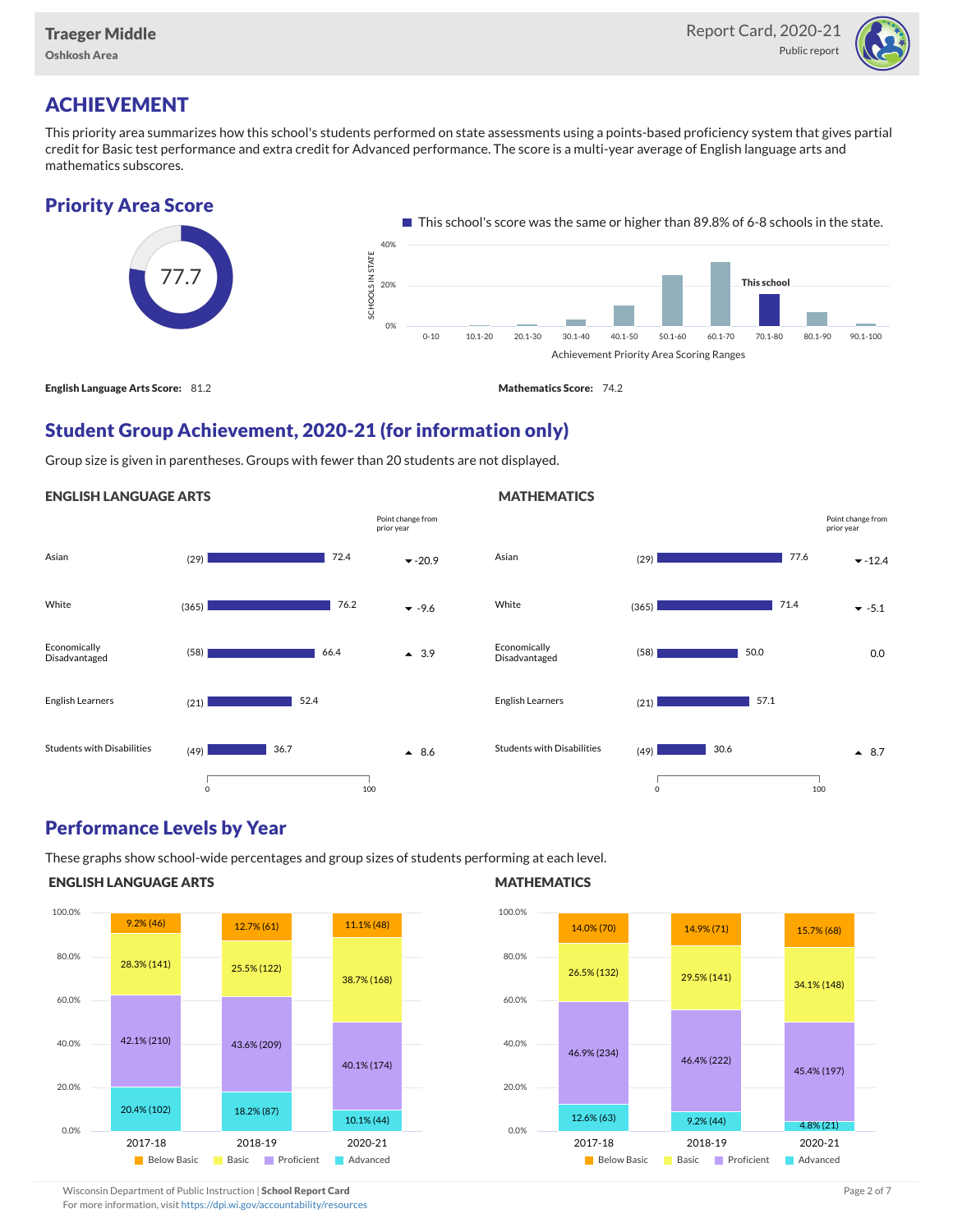# ACHIEVEMENT

This priority area summarizes how this school's students performed on state assessments using a points-based proficiency system that gives partial credit for Basic test performance and extra credit for Advanced performance. The score is a multi-year average of English language arts and mathematics subscores.

## Priority Area Score

77.7

This school's score was the same or higher than 89.8% of 6-8 schools in the state.

| Achievement Priority Area Scoring Ranges | 0-10 | 10.1-20 | 20.1-30 | 30.1-40 | 40.1-50 | 50.1-60 | 60.1-70 | 70.1-80 (This school) | 80.1-90 | 90.1-100 |
|---|---|---|---|---|---|---|---|---|---|---|

**English Language Arts Score:** 81.2

**Mathematics Score:** 74.2

## Student Group Achievement, 2020-21 (for information only)

Group size is given in parentheses. Groups with fewer than 20 students are not displayed.

### ENGLISH LANGUAGE ARTS

| Group | Size | Score | Point change from prior year |
|---|---|---|---|
| Asian | (29) | 72.4 | -20.9 |
| White | (365) | 76.2 | -9.6 |
| Economically Disadvantaged | (58) | 66.4 | 3.9 |
| English Learners | (21) | 52.4 | |
| Students with Disabilities | (49) | 36.7 | 8.6 |

### MATHEMATICS

| Group | Size | Score | Point change from prior year |
|---|---|---|---|
| Asian | (29) | 77.6 | -12.4 |
| White | (365) | 71.4 | -5.1 |
| Economically Disadvantaged | (58) | 50.0 | 0.0 |
| English Learners | (21) | 57.1 | |
| Students with Disabilities | (49) | 30.6 | 8.7 |

## Performance Levels by Year

These graphs show school-wide percentages and group sizes of students performing at each level.

### ENGLISH LANGUAGE ARTS

| Level | 2017-18 | 2018-19 | 2020-21 |
|---|---|---|---|
| Below Basic | 9.2% (46) | 12.7% (61) | 11.1% (48) |
| Basic | 28.3% (141) | 25.5% (122) | 38.7% (168) |
| Proficient | 42.1% (210) | 43.6% (209) | 40.1% (174) |
| Advanced | 20.4% (102) | 18.2% (87) | 10.1% (44) |

### MATHEMATICS

| Level | 2017-18 | 2018-19 | 2020-21 |
|---|---|---|---|
| Below Basic | 14.0% (70) | 14.9% (71) | 15.7% (68) |
| Basic | 26.5% (132) | 29.5% (141) | 34.1% (148) |
| Proficient | 46.9% (234) | 46.4% (222) | 45.4% (197) |
| Advanced | 12.6% (63) | 9.2% (44) | 4.8% (21) |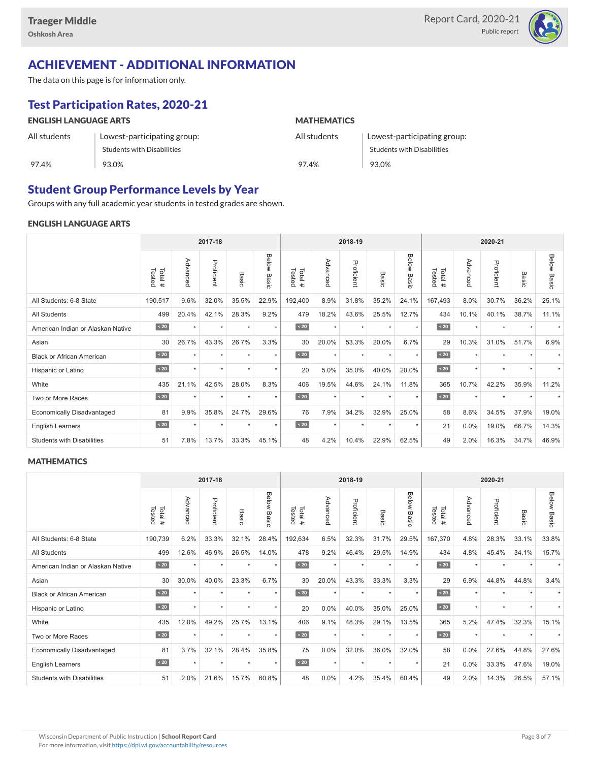## ACHIEVEMENT - ADDITIONAL INFORMATION

The data on this page is for information only.

### Test Participation Rates, 2020-21

**ENGLISH LANGUAGE ARTS**

| All students | Lowest-participating group: Students with Disabilities |
|---|---|
| 97.4% | 93.0% |

**MATHEMATICS**

| All students | Lowest-participating group: Students with Disabilities |
|---|---|
| 97.4% | 93.0% |

### Student Group Performance Levels by Year

Groups with any full academic year students in tested grades are shown.

**ENGLISH LANGUAGE ARTS**

| | 2017-18 | | | | | 2018-19 | | | | | 2020-21 | | | | |
|---|---|---|---|---|---|---|---|---|---|---|---|---|---|---|---|
| | Total # Tested | Advanced | Proficient | Basic | Below Basic | Total # Tested | Advanced | Proficient | Basic | Below Basic | Total # Tested | Advanced | Proficient | Basic | Below Basic |
| All Students: 6-8 State | 190,517 | 9.6% | 32.0% | 35.5% | 22.9% | 192,400 | 8.9% | 31.8% | 35.2% | 24.1% | 167,493 | 8.0% | 30.7% | 36.2% | 25.1% |
| All Students | 499 | 20.4% | 42.1% | 28.3% | 9.2% | 479 | 18.2% | 43.6% | 25.5% | 12.7% | 434 | 10.1% | 40.1% | 38.7% | 11.1% |
| American Indian or Alaskan Native | < 20 | * | * | * | * | < 20 | * | * | * | * | < 20 | * | * | * | * |
| Asian | 30 | 26.7% | 43.3% | 26.7% | 3.3% | 30 | 20.0% | 53.3% | 20.0% | 6.7% | 29 | 10.3% | 31.0% | 51.7% | 6.9% |
| Black or African American | < 20 | * | * | * | * | < 20 | * | * | * | * | < 20 | * | * | * | * |
| Hispanic or Latino | < 20 | * | * | * | * | 20 | 5.0% | 35.0% | 40.0% | 20.0% | < 20 | * | * | * | * |
| White | 435 | 21.1% | 42.5% | 28.0% | 8.3% | 406 | 19.5% | 44.6% | 24.1% | 11.8% | 365 | 10.7% | 42.2% | 35.9% | 11.2% |
| Two or More Races | < 20 | * | * | * | * | < 20 | * | * | * | * | < 20 | * | * | * | * |
| Economically Disadvantaged | 81 | 9.9% | 35.8% | 24.7% | 29.6% | 76 | 7.9% | 34.2% | 32.9% | 25.0% | 58 | 8.6% | 34.5% | 37.9% | 19.0% |
| English Learners | < 20 | * | * | * | * | < 20 | * | * | * | * | 21 | 0.0% | 19.0% | 66.7% | 14.3% |
| Students with Disabilities | 51 | 7.8% | 13.7% | 33.3% | 45.1% | 48 | 4.2% | 10.4% | 22.9% | 62.5% | 49 | 2.0% | 16.3% | 34.7% | 46.9% |

**MATHEMATICS**

| | 2017-18 | | | | | 2018-19 | | | | | 2020-21 | | | | |
|---|---|---|---|---|---|---|---|---|---|---|---|---|---|---|---|
| | Total # Tested | Advanced | Proficient | Basic | Below Basic | Total # Tested | Advanced | Proficient | Basic | Below Basic | Total # Tested | Advanced | Proficient | Basic | Below Basic |
| All Students: 6-8 State | 190,739 | 6.2% | 33.3% | 32.1% | 28.4% | 192,634 | 6.5% | 32.3% | 31.7% | 29.5% | 167,370 | 4.8% | 28.3% | 33.1% | 33.8% |
| All Students | 499 | 12.6% | 46.9% | 26.5% | 14.0% | 478 | 9.2% | 46.4% | 29.5% | 14.9% | 434 | 4.8% | 45.4% | 34.1% | 15.7% |
| American Indian or Alaskan Native | < 20 | * | * | * | * | < 20 | * | * | * | * | < 20 | * | * | * | * |
| Asian | 30 | 30.0% | 40.0% | 23.3% | 6.7% | 30 | 20.0% | 43.3% | 33.3% | 3.3% | 29 | 6.9% | 44.8% | 44.8% | 3.4% |
| Black or African American | < 20 | * | * | * | * | < 20 | * | * | * | * | < 20 | * | * | * | * |
| Hispanic or Latino | < 20 | * | * | * | * | 20 | 0.0% | 40.0% | 35.0% | 25.0% | < 20 | * | * | * | * |
| White | 435 | 12.0% | 49.2% | 25.7% | 13.1% | 406 | 9.1% | 48.3% | 29.1% | 13.5% | 365 | 5.2% | 47.4% | 32.3% | 15.1% |
| Two or More Races | < 20 | * | * | * | * | < 20 | * | * | * | * | < 20 | * | * | * | * |
| Economically Disadvantaged | 81 | 3.7% | 32.1% | 28.4% | 35.8% | 75 | 0.0% | 32.0% | 36.0% | 32.0% | 58 | 0.0% | 27.6% | 44.8% | 27.6% |
| English Learners | < 20 | * | * | * | * | < 20 | * | * | * | * | 21 | 0.0% | 33.3% | 47.6% | 19.0% |
| Students with Disabilities | 51 | 2.0% | 21.6% | 15.7% | 60.8% | 48 | 0.0% | 4.2% | 35.4% | 60.4% | 49 | 2.0% | 14.3% | 26.5% | 57.1% |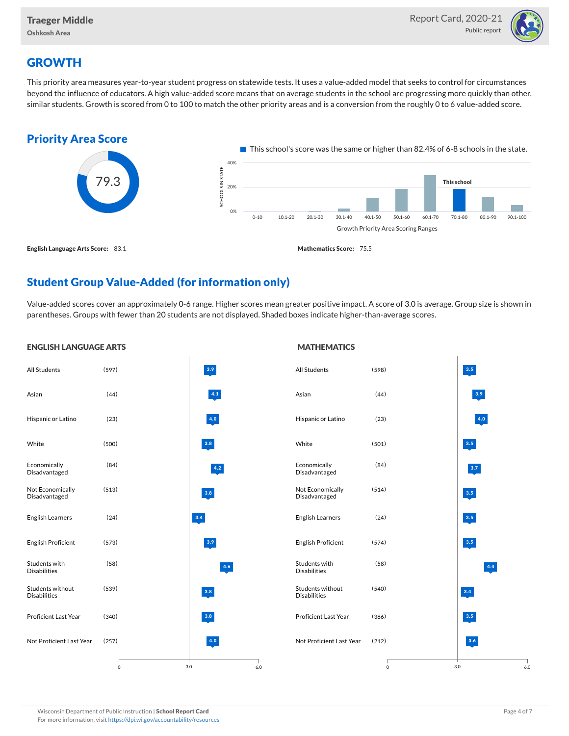## GROWTH

This priority area measures year-to-year student progress on statewide tests. It uses a value-added model that seeks to control for circumstances beyond the influence of educators. A high value-added score means that on average students in the school are progressing more quickly than other, similar students. Growth is scored from 0 to 100 to match the other priority areas and is a conversion from the roughly 0 to 6 value-added score.

### Priority Area Score

79.3

This school's score was the same or higher than 82.4% of 6-8 schools in the state.

Growth Priority Area Scoring Ranges: 0-10, 10.1-20, 20.1-30, 30.1-40, 40.1-50, 50.1-60, 60.1-70, 70.1-80 (This school), 80.1-90, 90.1-100

**English Language Arts Score:** 83.1

**Mathematics Score:** 75.5

### Student Group Value-Added (for information only)

Value-added scores cover an approximately 0-6 range. Higher scores mean greater positive impact. A score of 3.0 is average. Group size is shown in parentheses. Groups with fewer than 20 students are not displayed. Shaded boxes indicate higher-than-average scores.

#### ENGLISH LANGUAGE ARTS

| Group | Size | Score |
|---|---|---|
| All Students | (597) | 3.9 |
| Asian | (44) | 4.1 |
| Hispanic or Latino | (23) | 4.0 |
| White | (500) | 3.8 |
| Economically Disadvantaged | (84) | 4.2 |
| Not Economically Disadvantaged | (513) | 3.8 |
| English Learners | (24) | 3.4 |
| English Proficient | (573) | 3.9 |
| Students with Disabilities | (58) | 4.6 |
| Students without Disabilities | (539) | 3.8 |
| Proficient Last Year | (340) | 3.8 |
| Not Proficient Last Year | (257) | 4.0 |

#### MATHEMATICS

| Group | Size | Score |
|---|---|---|
| All Students | (598) | 3.5 |
| Asian | (44) | 3.9 |
| Hispanic or Latino | (23) | 4.0 |
| White | (501) | 3.5 |
| Economically Disadvantaged | (84) | 3.7 |
| Not Economically Disadvantaged | (514) | 3.5 |
| English Learners | (24) | 3.5 |
| English Proficient | (574) | 3.5 |
| Students with Disabilities | (58) | 4.4 |
| Students without Disabilities | (540) | 3.4 |
| Proficient Last Year | (386) | 3.5 |
| Not Proficient Last Year | (212) | 3.6 |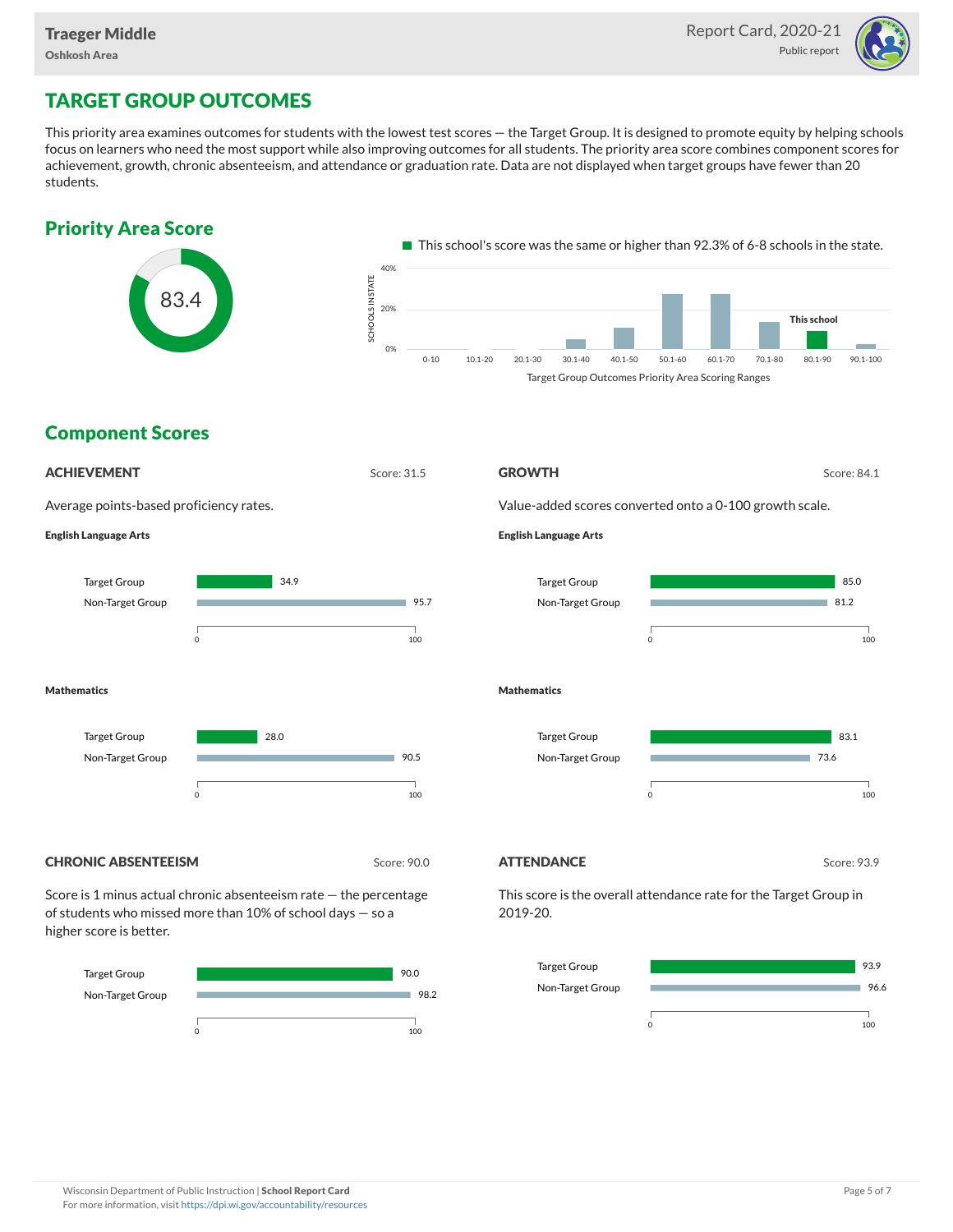# TARGET GROUP OUTCOMES

This priority area examines outcomes for students with the lowest test scores — the Target Group. It is designed to promote equity by helping schools focus on learners who need the most support while also improving outcomes for all students. The priority area score combines component scores for achievement, growth, chronic absenteeism, and attendance or graduation rate. Data are not displayed when target groups have fewer than 20 students.

## Priority Area Score

83.4

This school's score was the same or higher than 92.3% of 6-8 schools in the state.

Target Group Outcomes Priority Area Scoring Ranges: 0-10, 10.1-20, 20.1-30, 30.1-40, 40.1-50, 50.1-60, 60.1-70, 70.1-80, 80.1-90 (This school), 90.1-100

## Component Scores

### ACHIEVEMENT

Score: 31.5

Average points-based proficiency rates.

**English Language Arts**

| | Score |
|---|---|
| Target Group | 34.9 |
| Non-Target Group | 95.7 |

**Mathematics**

| | Score |
|---|---|
| Target Group | 28.0 |
| Non-Target Group | 90.5 |

### GROWTH

Score: 84.1

Value-added scores converted onto a 0-100 growth scale.

**English Language Arts**

| | Score |
|---|---|
| Target Group | 85.0 |
| Non-Target Group | 81.2 |

**Mathematics**

| | Score |
|---|---|
| Target Group | 83.1 |
| Non-Target Group | 73.6 |

### CHRONIC ABSENTEEISM

Score: 90.0

Score is 1 minus actual chronic absenteeism rate — the percentage of students who missed more than 10% of school days — so a higher score is better.

| | Score |
|---|---|
| Target Group | 90.0 |
| Non-Target Group | 98.2 |

### ATTENDANCE

Score: 93.9

This score is the overall attendance rate for the Target Group in 2019-20.

| | Score |
|---|---|
| Target Group | 93.9 |
| Non-Target Group | 96.6 |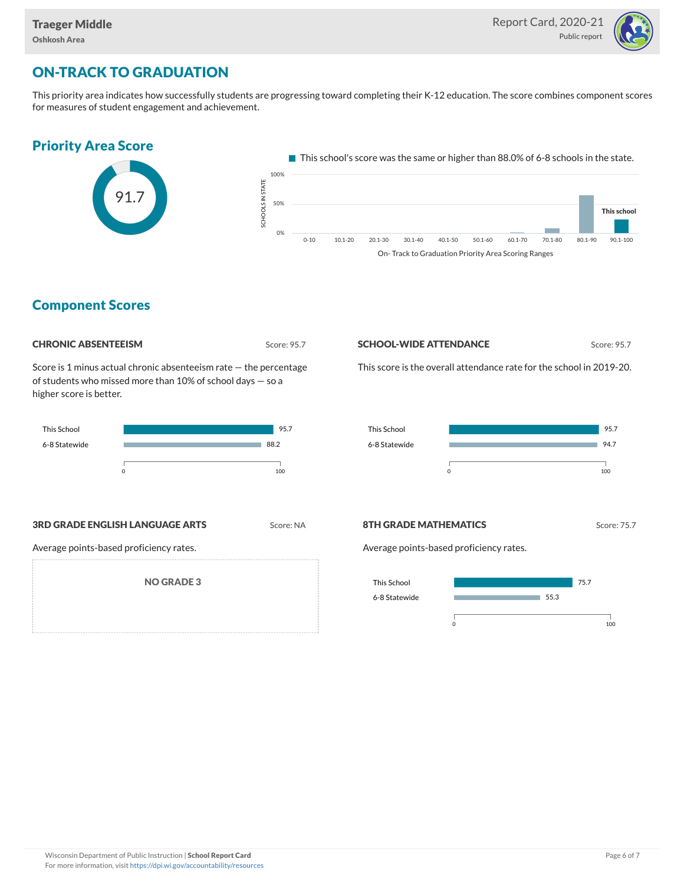## ON-TRACK TO GRADUATION

This priority area indicates how successfully students are progressing toward completing their K-12 education. The score combines component scores for measures of student engagement and achievement.

### Priority Area Score

91.7

This school's score was the same or higher than 88.0% of 6-8 schools in the state.

SCHOOLS IN STATE: 100%, 50%, 0%

0-10 | 10.1-20 | 20.1-30 | 30.1-40 | 40.1-50 | 50.1-60 | 60.1-70 | 70.1-80 | 80.1-90 | 90.1-100 (This school)

On- Track to Graduation Priority Area Scoring Ranges

### Component Scores

#### CHRONIC ABSENTEEISM

Score: 95.7

Score is 1 minus actual chronic absenteeism rate — the percentage of students who missed more than 10% of school days — so a higher score is better.

| | |
|---|---|
| This School | 95.7 |
| 6-8 Statewide | 88.2 |

#### SCHOOL-WIDE ATTENDANCE

Score: 95.7

This score is the overall attendance rate for the school in 2019-20.

| | |
|---|---|
| This School | 95.7 |
| 6-8 Statewide | 94.7 |

#### 3RD GRADE ENGLISH LANGUAGE ARTS

Score: NA

Average points-based proficiency rates.

NO GRADE 3

#### 8TH GRADE MATHEMATICS

Score: 75.7

Average points-based proficiency rates.

| | |
|---|---|
| This School | 75.7 |
| 6-8 Statewide | 55.3 |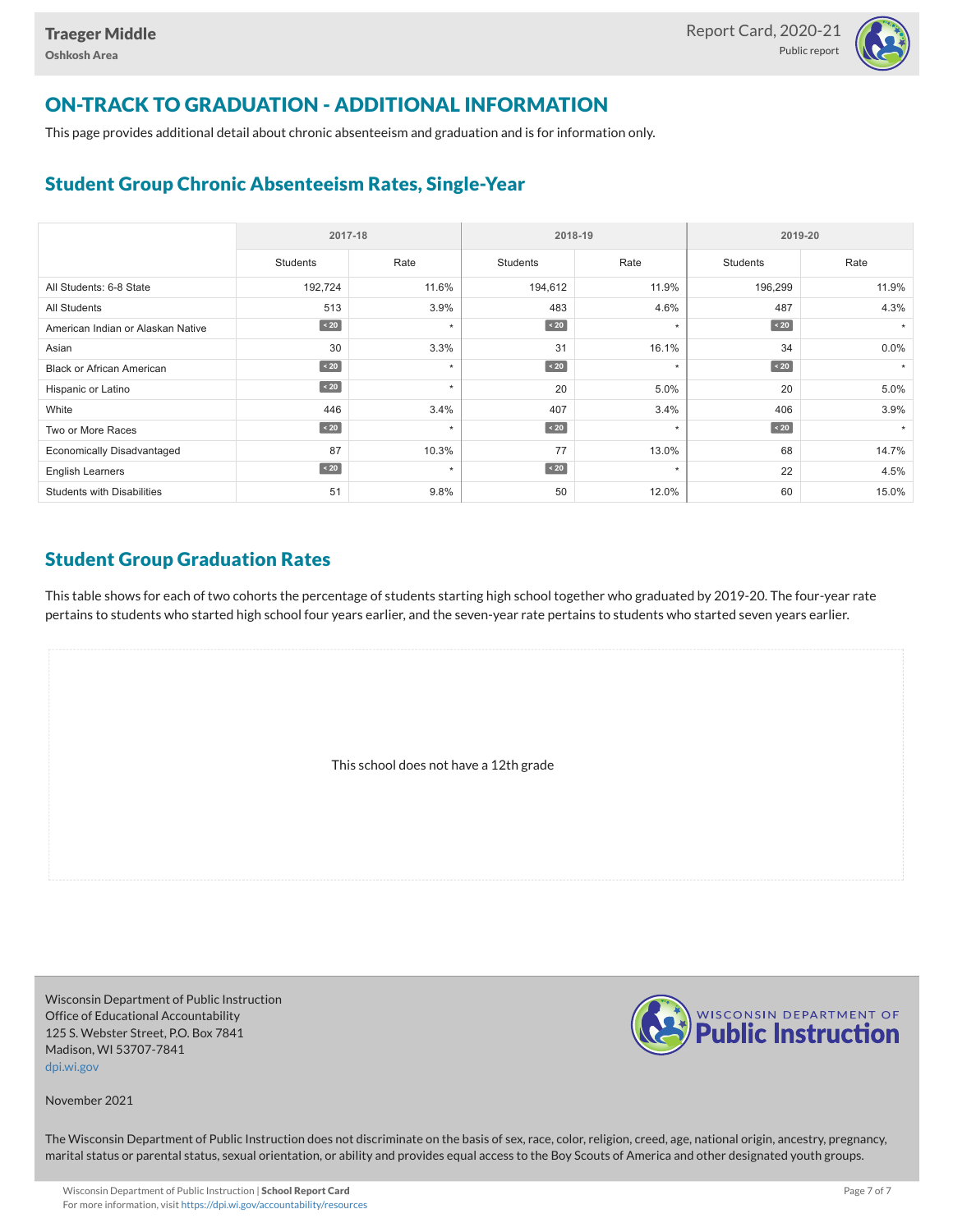## ON-TRACK TO GRADUATION - ADDITIONAL INFORMATION

This page provides additional detail about chronic absenteeism and graduation and is for information only.

### Student Group Chronic Absenteeism Rates, Single-Year

| | 2017-18 | | 2018-19 | | 2019-20 | |
|---|---|---|---|---|---|---|
| | Students | Rate | Students | Rate | Students | Rate |
| All Students: 6-8 State | 192,724 | 11.6% | 194,612 | 11.9% | 196,299 | 11.9% |
| All Students | 513 | 3.9% | 483 | 4.6% | 487 | 4.3% |
| American Indian or Alaskan Native | < 20 | * | < 20 | * | < 20 | * |
| Asian | 30 | 3.3% | 31 | 16.1% | 34 | 0.0% |
| Black or African American | < 20 | * | < 20 | * | < 20 | * |
| Hispanic or Latino | < 20 | * | 20 | 5.0% | 20 | 5.0% |
| White | 446 | 3.4% | 407 | 3.4% | 406 | 3.9% |
| Two or More Races | < 20 | * | < 20 | * | < 20 | * |
| Economically Disadvantaged | 87 | 10.3% | 77 | 13.0% | 68 | 14.7% |
| English Learners | < 20 | * | < 20 | * | 22 | 4.5% |
| Students with Disabilities | 51 | 9.8% | 50 | 12.0% | 60 | 15.0% |

### Student Group Graduation Rates

This table shows for each of two cohorts the percentage of students starting high school together who graduated by 2019-20. The four-year rate pertains to students who started high school four years earlier, and the seven-year rate pertains to students who started seven years earlier.

This school does not have a 12th grade

Wisconsin Department of Public Instruction
Office of Educational Accountability
125 S. Webster Street, P.O. Box 7841
Madison, WI 53707-7841
dpi.wi.gov

November 2021

The Wisconsin Department of Public Instruction does not discriminate on the basis of sex, race, color, religion, creed, age, national origin, ancestry, pregnancy, marital status or parental status, sexual orientation, or ability and provides equal access to the Boy Scouts of America and other designated youth groups.